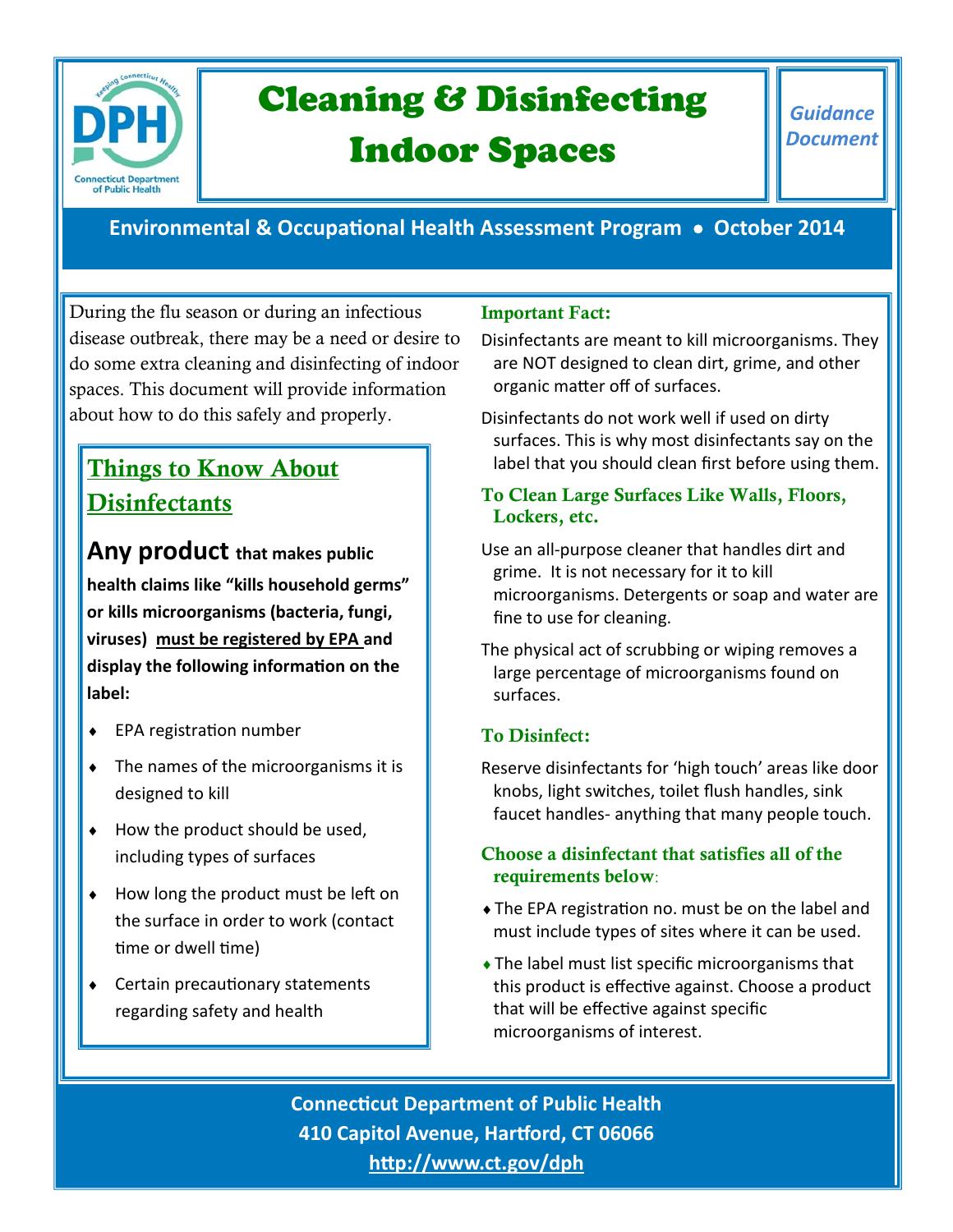# Cleaning & Disinfecting Indoor Spaces

*Guidance Document*

**Environmental & Occupational Health Assessment Program • October 2014**

During the flu season or during an infectious disease outbreak, there may be a need or desire to do some extra cleaning and disinfecting of indoor spaces. This document will provide information about how to do this safely and properly.

## Things to Know About Disinfectants

**Any product that makes public health claims like "kills household germs" or kills microorganisms (bacteria, fungi, viruses) <u>must be registered by EPA</u> and display the following information on the label:**

- EPA registration number
- The names of the microorganisms it is designed to kill
- How the product should be used, including types of surfaces
- How long the product must be left on the surface in order to work (contact time or dwell time)
- Certain precautionary statements regarding safety and health

### Important Fact:

Disinfectants are meant to kill microorganisms. They are NOT designed to clean dirt, grime, and other organic matter off of surfaces.

Disinfectants do not work well if used on dirty surfaces. This is why most disinfectants say on the label that you should clean first before using them.

### To Clean Large Surfaces Like Walls, Floors, Lockers, etc.

Use an all-purpose cleaner that handles dirt and grime. It is not necessary for it to kill microorganisms. Detergents or soap and water are fine to use for cleaning.

The physical act of scrubbing or wiping removes a large percentage of microorganisms found on surfaces.

### To Disinfect:

Reserve disinfectants for 'high touch' areas like door knobs, light switches, toilet flush handles, sink faucet handles- anything that many people touch.

### Choose a disinfectant that satisfies all of the requirements below:

- The EPA registration no. must be on the label and must include types of sites where it can be used.
- The label must list specific microorganisms that this product is effective against. Choose a product that will be effective against specific microorganisms of interest.

**Connecticut Department of Public Health**
**410 Capitol Avenue, Hartford, CT 06066**
**http://www.ct.gov/dph**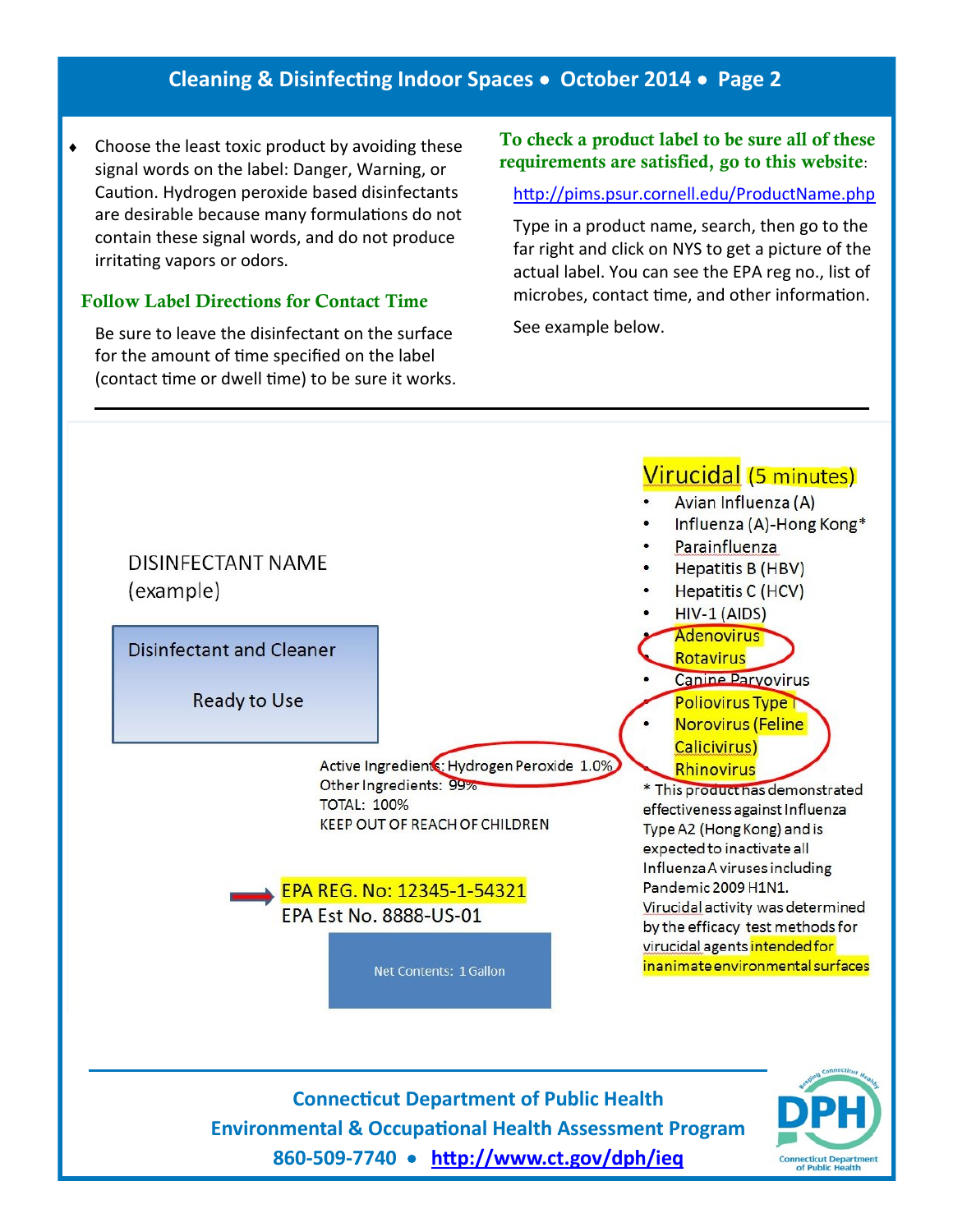- Choose the least toxic product by avoiding these signal words on the label: Danger, Warning, or Caution. Hydrogen peroxide based disinfectants are desirable because many formulations do not contain these signal words, and do not produce irritating vapors or odors.

### Follow Label Directions for Contact Time

Be sure to leave the disinfectant on the surface for the amount of time specified on the label (contact time or dwell time) to be sure it works.

### To check a product label to be sure all of these requirements are satisfied, go to this website:

http://pims.psur.cornell.edu/ProductName.php

Type in a product name, search, then go to the far right and click on NYS to get a picture of the actual label. You can see the EPA reg no., list of microbes, contact time, and other information.

See example below.

---

DISINFECTANT NAME
(example)

Disinfectant and Cleaner

Ready to Use

Active Ingredients: Hydrogen Peroxide 1.0%
Other Ingredients: 99%
TOTAL: 100%
KEEP OUT OF REACH OF CHILDREN

EPA REG. No: 12345-1-54321
EPA Est No. 8888-US-01

Net Contents: 1 Gallon

**Virucidal (5 minutes)**

- Avian Influenza (A)
- Influenza (A)-Hong Kong*
- Parainfluenza
- Hepatitis B (HBV)
- Hepatitis C (HCV)
- HIV-1 (AIDS)
- Adenovirus
- Rotavirus
- Canine Parvovirus
- Poliovirus Type I
- Norovirus (Feline Calicivirus)
- Rhinovirus

* This product has demonstrated effectiveness against Influenza Type A2 (Hong Kong) and is expected to inactivate all Influenza A viruses including Pandemic 2009 H1N1.
Virucidal activity was determined by the efficacy test methods for virucidal agents intended for inanimate environmental surfaces

---

**Connecticut Department of Public Health**
**Environmental & Occupational Health Assessment Program**
**860-509-7740 • http://www.ct.gov/dph/ieq**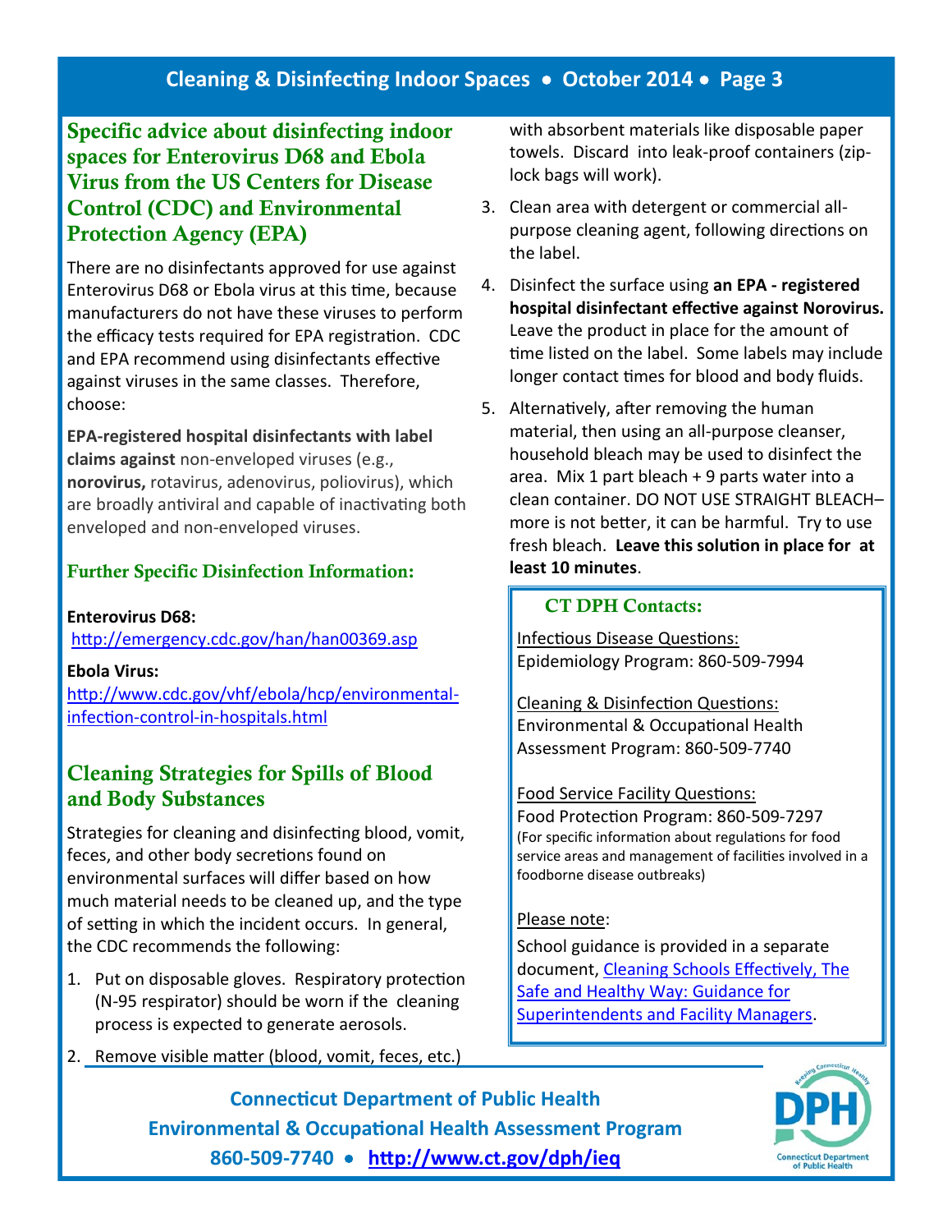## Specific advice about disinfecting indoor spaces for Enterovirus D68 and Ebola Virus from the US Centers for Disease Control (CDC) and Environmental Protection Agency (EPA)

There are no disinfectants approved for use against Enterovirus D68 or Ebola virus at this time, because manufacturers do not have these viruses to perform the efficacy tests required for EPA registration. CDC and EPA recommend using disinfectants effective against viruses in the same classes. Therefore, choose:

**EPA-registered hospital disinfectants with label claims against** non-enveloped viruses (e.g., **norovirus,** rotavirus, adenovirus, poliovirus), which are broadly antiviral and capable of inactivating both enveloped and non-enveloped viruses.

### Further Specific Disinfection Information:

**Enterovirus D68:**
http://emergency.cdc.gov/han/han00369.asp

**Ebola Virus:**
http://www.cdc.gov/vhf/ebola/hcp/environmental-infection-control-in-hospitals.html

## Cleaning Strategies for Spills of Blood and Body Substances

Strategies for cleaning and disinfecting blood, vomit, feces, and other body secretions found on environmental surfaces will differ based on how much material needs to be cleaned up, and the type of setting in which the incident occurs. In general, the CDC recommends the following:

1. Put on disposable gloves. Respiratory protection (N-95 respirator) should be worn if the cleaning process is expected to generate aerosols.
2. Remove visible matter (blood, vomit, feces, etc.) with absorbent materials like disposable paper towels. Discard into leak-proof containers (zip-lock bags will work).
3. Clean area with detergent or commercial all-purpose cleaning agent, following directions on the label.
4. Disinfect the surface using **an EPA - registered hospital disinfectant effective against Norovirus.** Leave the product in place for the amount of time listed on the label. Some labels may include longer contact times for blood and body fluids.
5. Alternatively, after removing the human material, then using an all-purpose cleanser, household bleach may be used to disinfect the area. Mix 1 part bleach + 9 parts water into a clean container. DO NOT USE STRAIGHT BLEACH– more is not better, it can be harmful. Try to use fresh bleach. **Leave this solution in place for at least 10 minutes**.

### CT DPH Contacts:

Infectious Disease Questions:
Epidemiology Program: 860-509-7994

Cleaning & Disinfection Questions:
Environmental & Occupational Health Assessment Program: 860-509-7740

Food Service Facility Questions:
Food Protection Program: 860-509-7297
(For specific information about regulations for food service areas and management of facilities involved in a foodborne disease outbreaks)

Please note:

School guidance is provided in a separate document, Cleaning Schools Effectively, The Safe and Healthy Way: Guidance for Superintendents and Facility Managers.

**Connecticut Department of Public Health**
**Environmental & Occupational Health Assessment Program**
**860-509-7740 • http://www.ct.gov/dph/ieq**